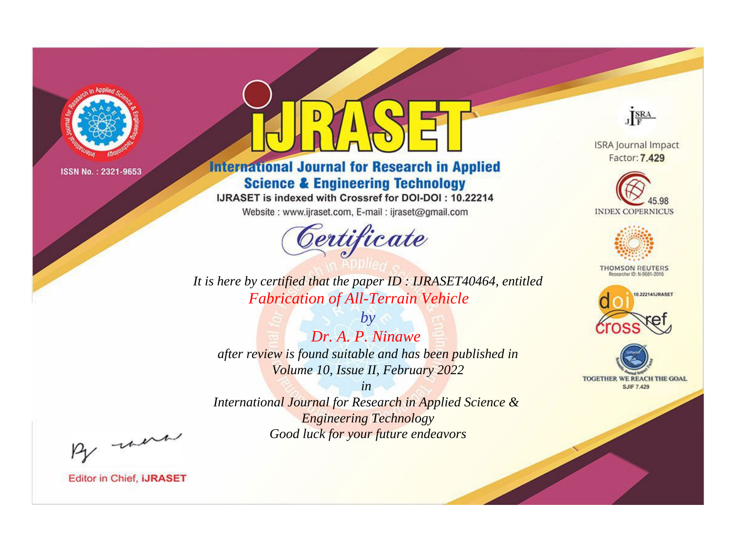ISSN No. : 2321-9653

# IJRASET

## International Journal for Research in Applied Science & Engineering Technology

IJRASET is indexed with Crossref for DOI-DOI : 10.22214

Website : www.ijraset.com, E-mail : ijraset@gmail.com

ISRA Journal Impact Factor: **7.429**

45.98 INDEX COPERNICUS

THOMSON REUTERS Researcher ID: N-9681-2016

10.22214/IJRASET

TOGETHER WE REACH THE GOAL SJIF 7.429

# *Certificate*

*It is here by certified that the paper ID : IJRASET40464, entitled*

*Fabrication of All-Terrain Vehicle*

*by*

*Dr. A. P. Ninawe*

*after review is found suitable and has been published in*

*Volume 10, Issue II, February 2022*

*in*

*International Journal for Research in Applied Science & Engineering Technology*

*Good luck for your future endeavors*

Editor in Chief, **iJRASET**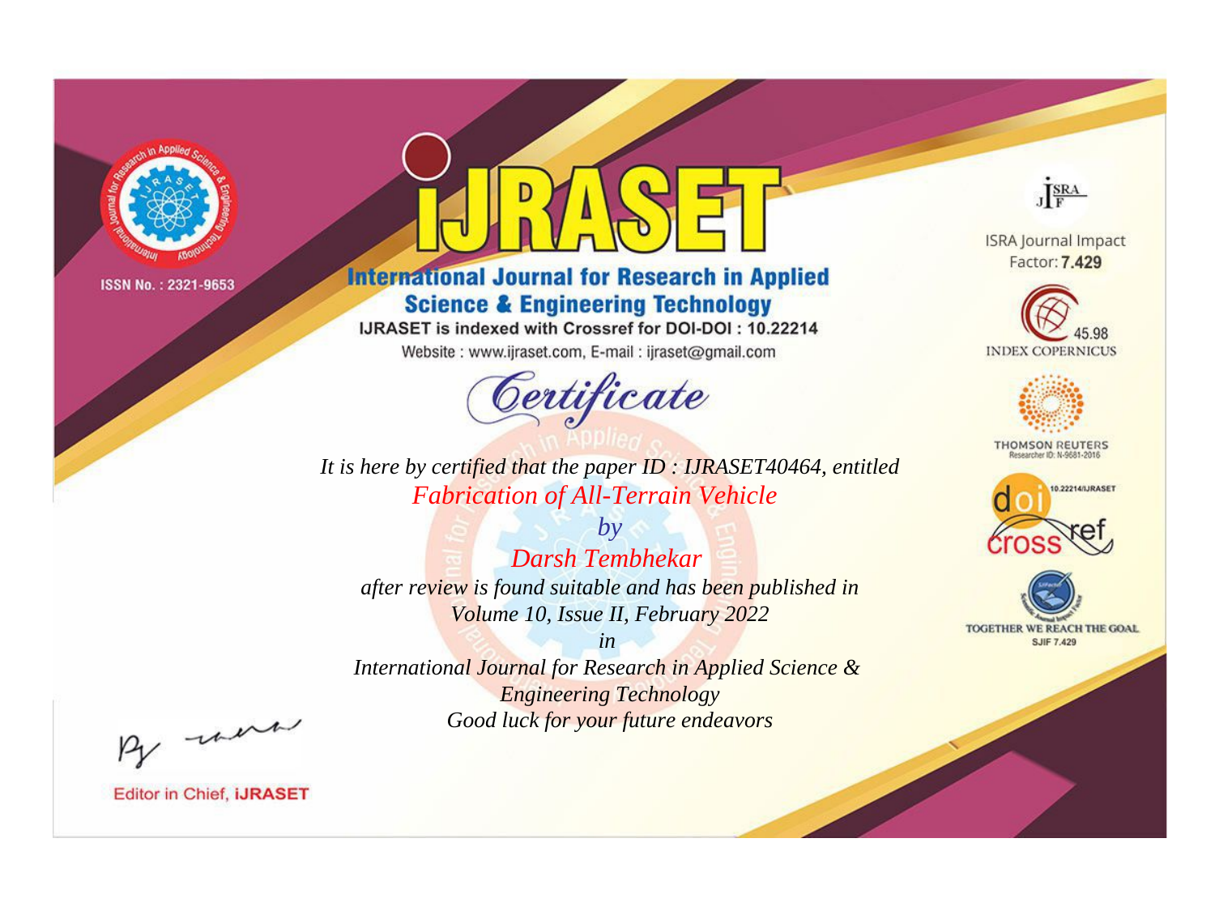ISSN No. : 2321-9653

# iJRASET

## International Journal for Research in Applied Science & Engineering Technology

IJRASET is indexed with Crossref for DOI-DOI : 10.22214

Website : www.ijraset.com, E-mail : ijraset@gmail.com

*Certificate*

*It is here by certified that the paper ID : IJRASET40464, entitled*

*Fabrication of All-Terrain Vehicle*

*by*

*Darsh Tembhekar*

*after review is found suitable and has been published in*

*Volume 10, Issue II, February 2022*

*in*

*International Journal for Research in Applied Science & Engineering Technology*

*Good luck for your future endeavors*

ISRA Journal Impact Factor: **7.429**

45.98 INDEX COPERNICUS

THOMSON REUTERS Researcher ID: N-9681-2016

10.22214/IJRASET

TOGETHER WE REACH THE GOAL SJIF 7.429

Editor in Chief, **iJRASET**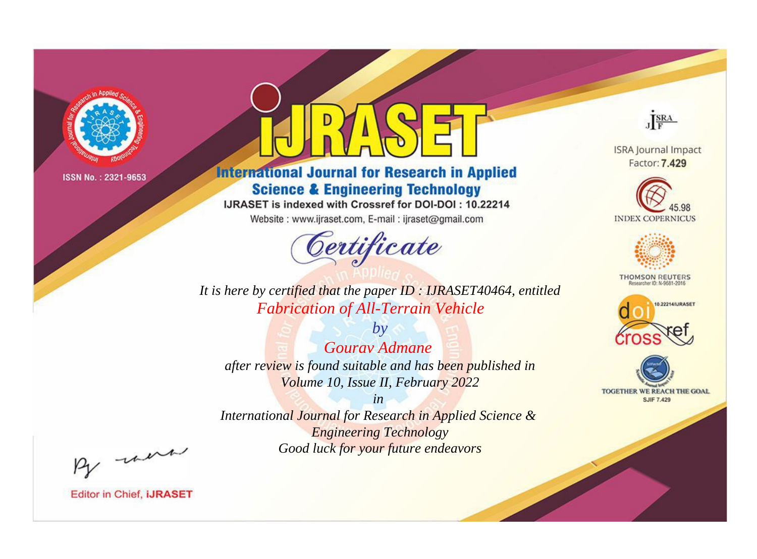ISSN No. : 2321-9653

# iJRASET

## International Journal for Research in Applied Science & Engineering Technology

IJRASET is indexed with Crossref for DOI-DOI : 10.22214

Website : www.ijraset.com, E-mail : ijraset@gmail.com

ISRA Journal Impact Factor: **7.429**

45.98 INDEX COPERNICUS

THOMSON REUTERS Researcher ID: N-9681-2016

10.22214/IJRASET

TOGETHER WE REACH THE GOAL SJIF 7.429

# Certificate

*It is here by certified that the paper ID : IJRASET40464, entitled*

*Fabrication of All-Terrain Vehicle*

*by*

*Gourav Admane*

*after review is found suitable and has been published in*

*Volume 10, Issue II, February 2022*

*in*

*International Journal for Research in Applied Science & Engineering Technology*

*Good luck for your future endeavors*

Editor in Chief, **iJRASET**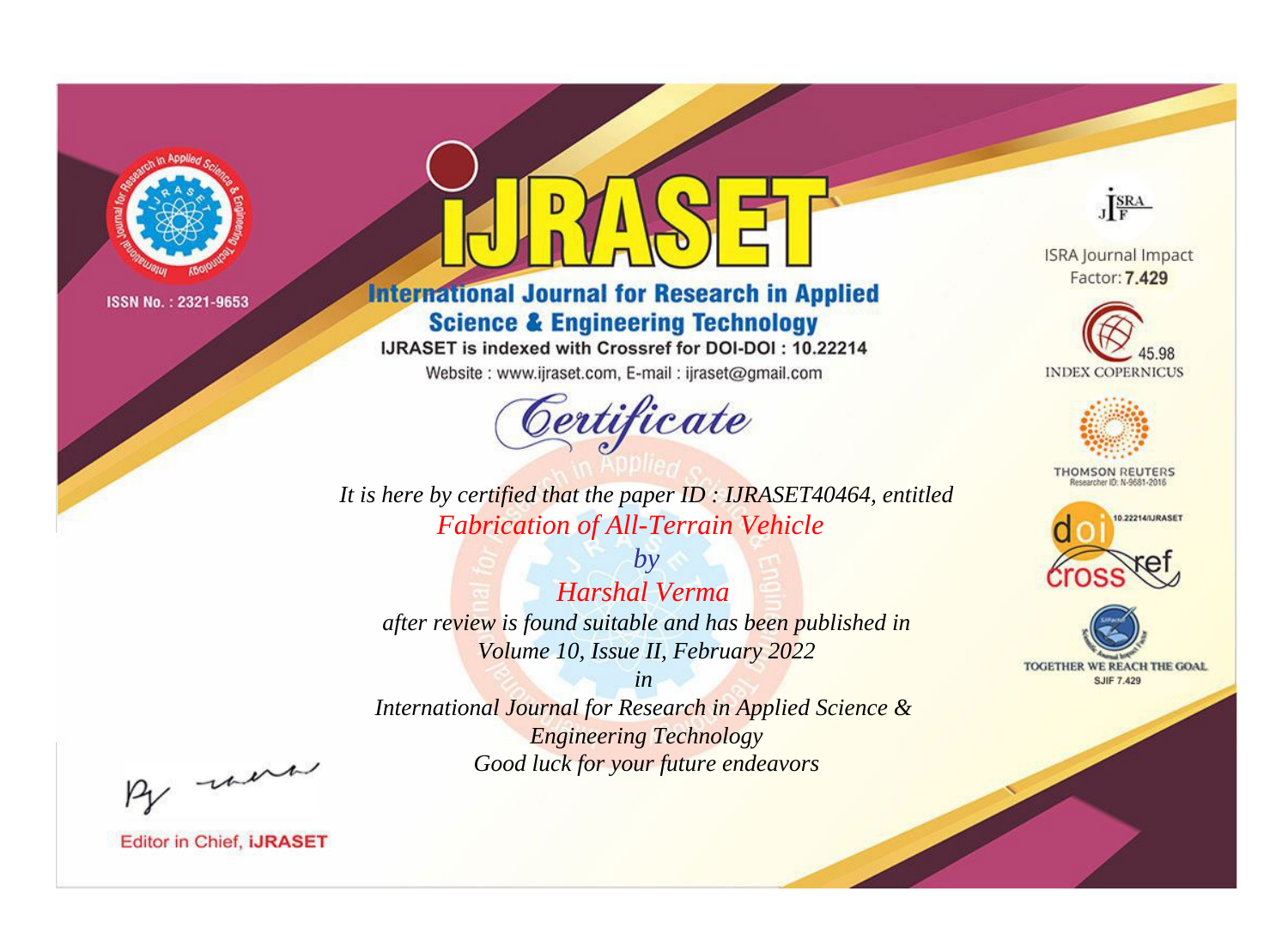ISSN No. : 2321-9653

# iJRASET

## International Journal for Research in Applied Science & Engineering Technology

IJRASET is indexed with Crossref for DOI-DOI : 10.22214

Website : www.ijraset.com, E-mail : ijraset@gmail.com

*Certificate*

*It is here by certified that the paper ID : IJRASET40464, entitled*

*Fabrication of All-Terrain Vehicle*

*by*

*Harshal Verma*

*after review is found suitable and has been published in*

*Volume 10, Issue II, February 2022*

*in*

*International Journal for Research in Applied Science & Engineering Technology*

*Good luck for your future endeavors*

ISRA Journal Impact Factor: **7.429**

45.98 INDEX COPERNICUS

THOMSON REUTERS

Researcher ID: N-9681-2016

10.22214/IJRASET

TOGETHER WE REACH THE GOAL

SJIF 7.429

Editor in Chief, **iJRASET**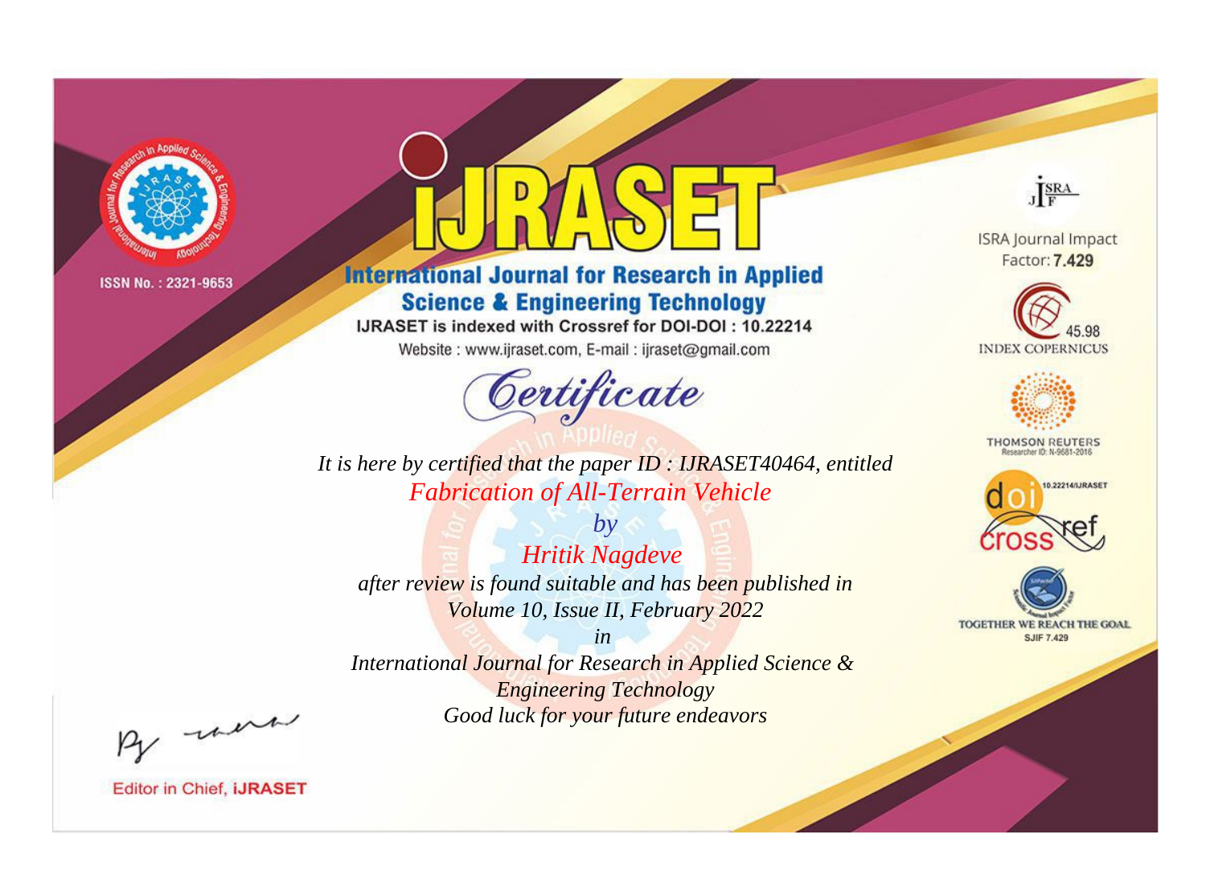ISSN No. : 2321-9653

# iJRASET

## International Journal for Research in Applied Science & Engineering Technology

IJRASET is indexed with Crossref for DOI-DOI : 10.22214

Website : www.ijraset.com, E-mail : ijraset@gmail.com

### *Certificate*

*It is here by certified that the paper ID : IJRASET40464, entitled*

*Fabrication of All-Terrain Vehicle*

*by*

*Hritik Nagdeve*

*after review is found suitable and has been published in*

*Volume 10, Issue II, February 2022*

*in*

*International Journal for Research in Applied Science & Engineering Technology*

*Good luck for your future endeavors*

ISRA Journal Impact Factor: **7.429**

45.98 INDEX COPERNICUS

THOMSON REUTERS Researcher ID: N-9681-2016

10.22214/IJRASET

TOGETHER WE REACH THE GOAL SJIF 7.429

Editor in Chief, **iJRASET**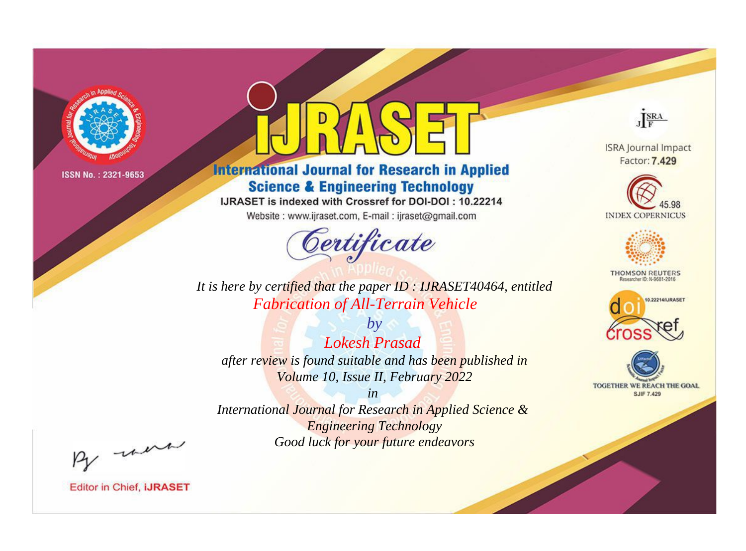ISSN No. : 2321-9653

# iJRASET

## International Journal for Research in Applied Science & Engineering Technology

IJRASET is indexed with Crossref for DOI-DOI : 10.22214

Website : www.ijraset.com, E-mail : ijraset@gmail.com

*Certificate*

*It is here by certified that the paper ID : IJRASET40464, entitled*

*Fabrication of All-Terrain Vehicle*

*by*

*Lokesh Prasad*

*after review is found suitable and has been published in*

*Volume 10, Issue II, February 2022*

*in*

*International Journal for Research in Applied Science & Engineering Technology*

*Good luck for your future endeavors*

ISRA Journal Impact Factor: **7.429**

45.98 INDEX COPERNICUS

THOMSON REUTERS Researcher ID: N-9681-2016

10.22214/IJRASET

TOGETHER WE REACH THE GOAL SJIF 7.429

Editor in Chief, **iJRASET**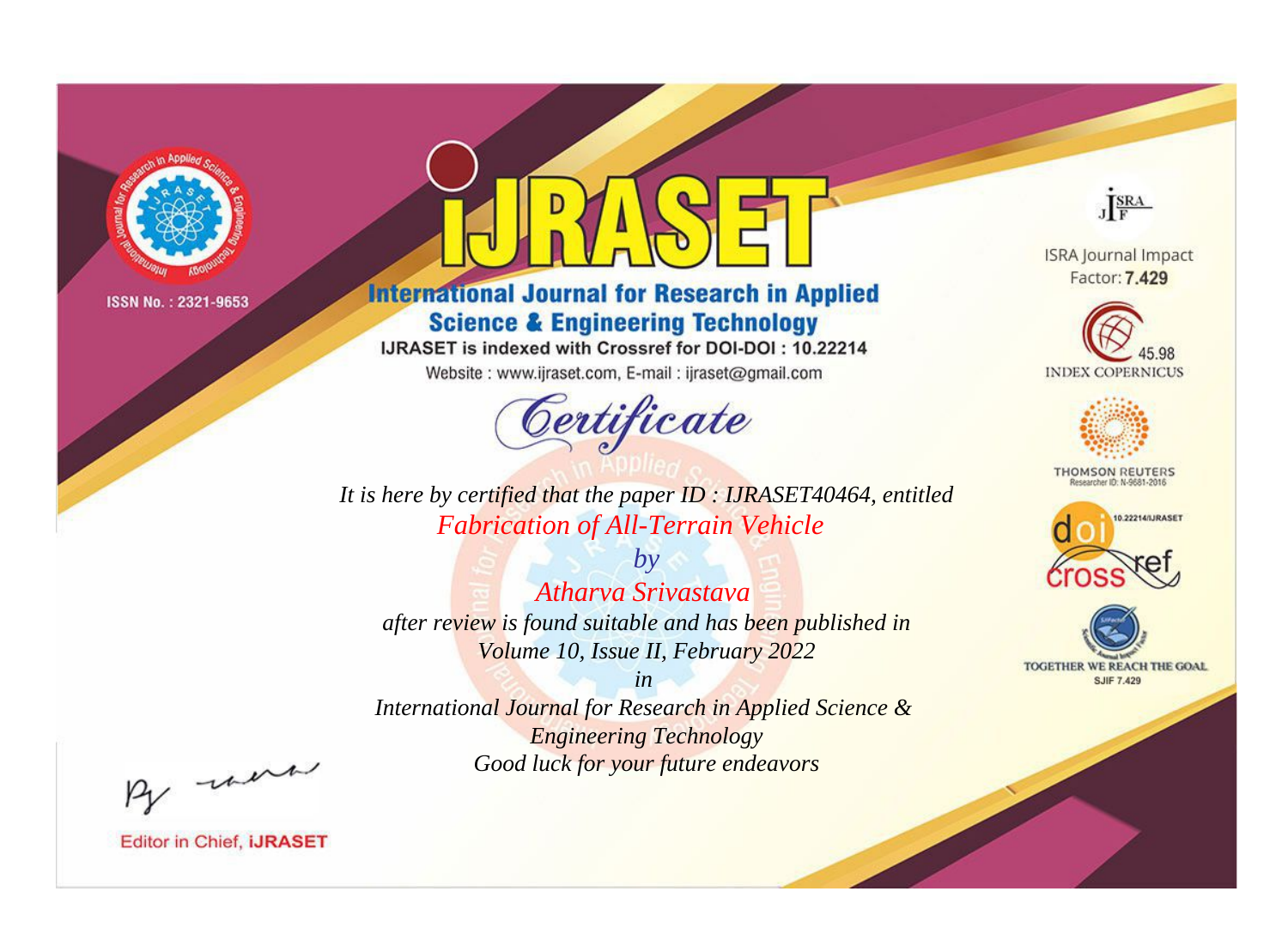ISSN No. : 2321-9653

# IJRASET

## International Journal for Research in Applied Science & Engineering Technology

IJRASET is indexed with Crossref for DOI-DOI : 10.22214

Website : www.ijraset.com, E-mail : ijraset@gmail.com

*Certificate*

*It is here by certified that the paper ID : IJRASET40464, entitled*

*Fabrication of All-Terrain Vehicle*

*by*

*Atharva Srivastava*

*after review is found suitable and has been published in*

*Volume 10, Issue II, February 2022*

*in*

*International Journal for Research in Applied Science & Engineering Technology*

*Good luck for your future endeavors*

ISRA Journal Impact Factor: **7.429**

45.98 INDEX COPERNICUS

THOMSON REUTERS Researcher ID: N-9681-2016

10.22214/IJRASET

TOGETHER WE REACH THE GOAL SJIF 7.429

Editor in Chief, **iJRASET**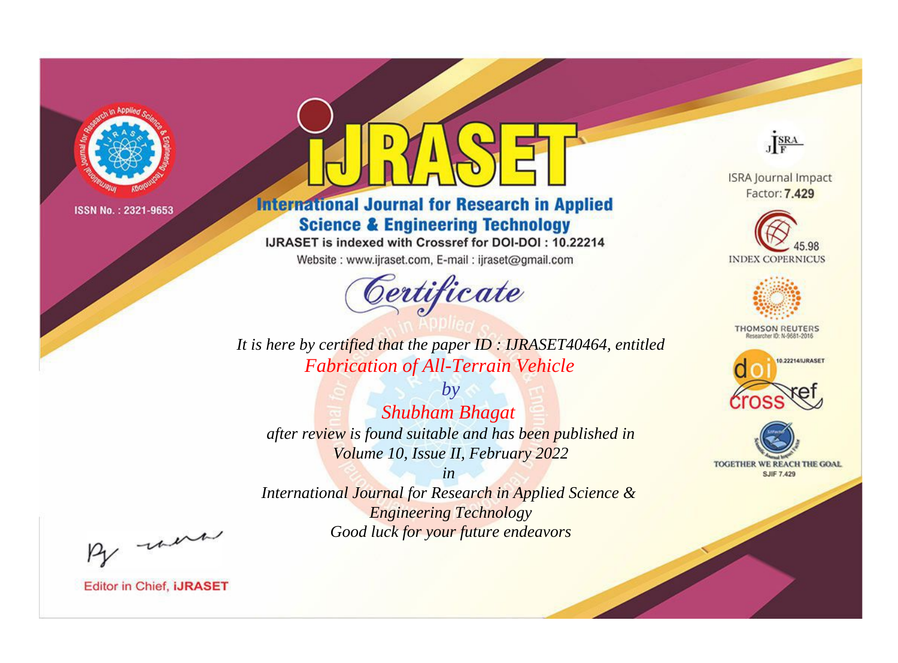ISSN No. : 2321-9653

# IJRASET

## International Journal for Research in Applied Science & Engineering Technology

IJRASET is indexed with Crossref for DOI-DOI : 10.22214

Website : www.ijraset.com, E-mail : ijraset@gmail.com

ISRA Journal Impact Factor: **7.429**

45.98 INDEX COPERNICUS

THOMSON REUTERS Researcher ID: N-9681-2016

10.22214/IJRASET

TOGETHER WE REACH THE GOAL SJIF 7.429

*Certificate*

*It is here by certified that the paper ID : IJRASET40464, entitled*

*Fabrication of All-Terrain Vehicle*

*by*

*Shubham Bhagat*

*after review is found suitable and has been published in*

*Volume 10, Issue II, February 2022*

*in*

*International Journal for Research in Applied Science & Engineering Technology*

*Good luck for your future endeavors*

Editor in Chief, **iJRASET**